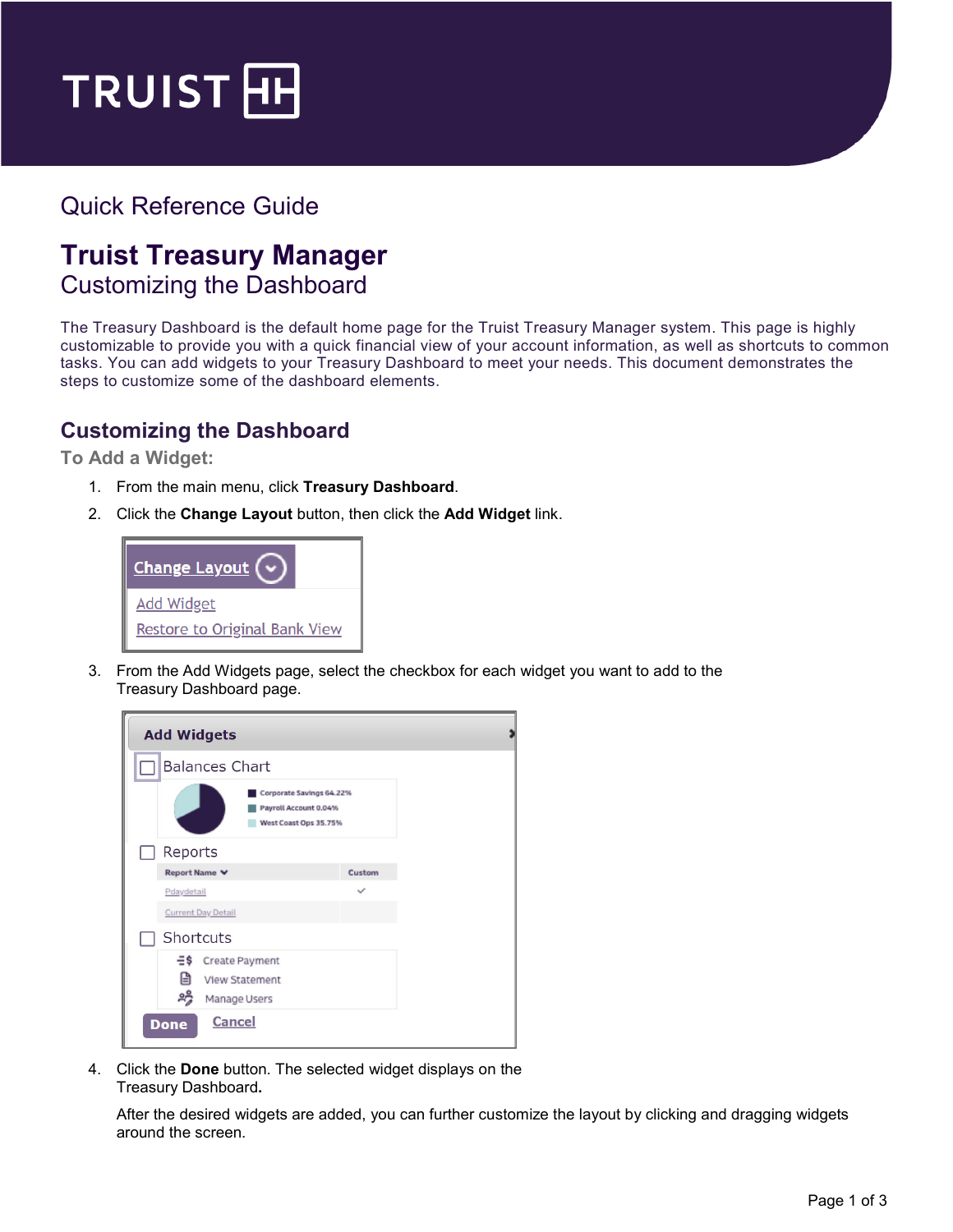Quick Reference Guide

# Truist Treasury Manager

Customizing the Dashboard

The Treasury Dashboard is the default home page for the Truist Treasury Manager system. This page is highly customizable to provide you with a quick financial view of your account information, as well as shortcuts to common tasks. You can add widgets to your Treasury Dashboard to meet your needs. This document demonstrates the steps to customize some of the dashboard elements.

## Customizing the Dashboard

### To Add a Widget:

1. From the main menu, click **Treasury Dashboard**.
2. Click the **Change Layout** button, then click the **Add Widget** link.
3. From the Add Widgets page, select the checkbox for each widget you want to add to the Treasury Dashboard page.
4. Click the **Done** button. The selected widget displays on the Treasury Dashboard**.**

   After the desired widgets are added, you can further customize the layout by clicking and dragging widgets around the screen.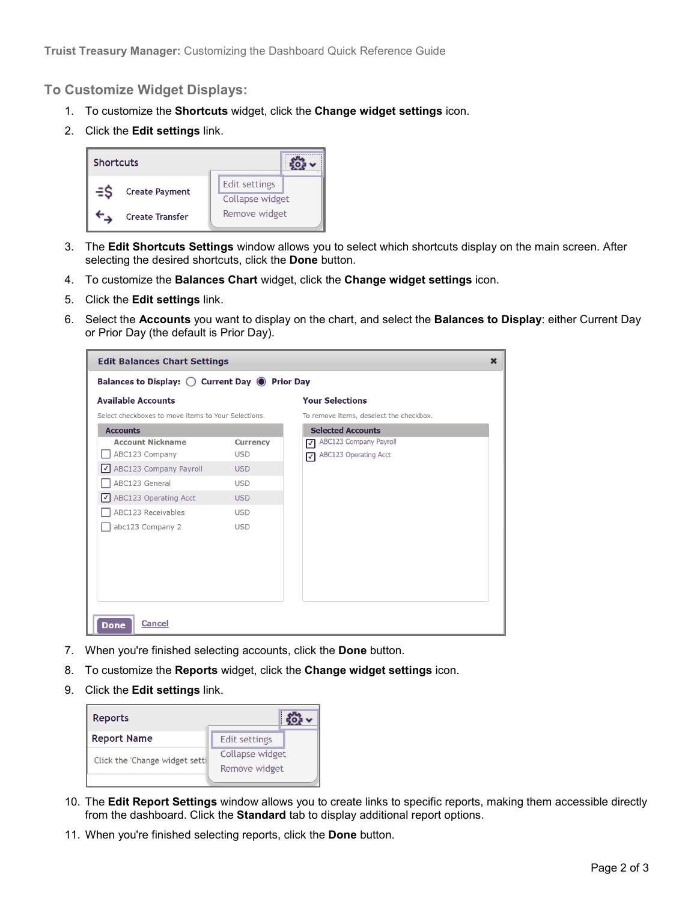## To Customize Widget Displays:

1. To customize the **Shortcuts** widget, click the **Change widget settings** icon.
2. Click the **Edit settings** link.
3. The **Edit Shortcuts Settings** window allows you to select which shortcuts display on the main screen. After selecting the desired shortcuts, click the **Done** button.
4. To customize the **Balances Chart** widget, click the **Change widget settings** icon.
5. Click the **Edit settings** link.
6. Select the **Accounts** you want to display on the chart, and select the **Balances to Display**: either Current Day or Prior Day (the default is Prior Day).
7. When you're finished selecting accounts, click the **Done** button.
8. To customize the **Reports** widget, click the **Change widget settings** icon.
9. Click the **Edit settings** link.
10. The **Edit Report Settings** window allows you to create links to specific reports, making them accessible directly from the dashboard. Click the **Standard** tab to display additional report options.
11. When you're finished selecting reports, click the **Done** button.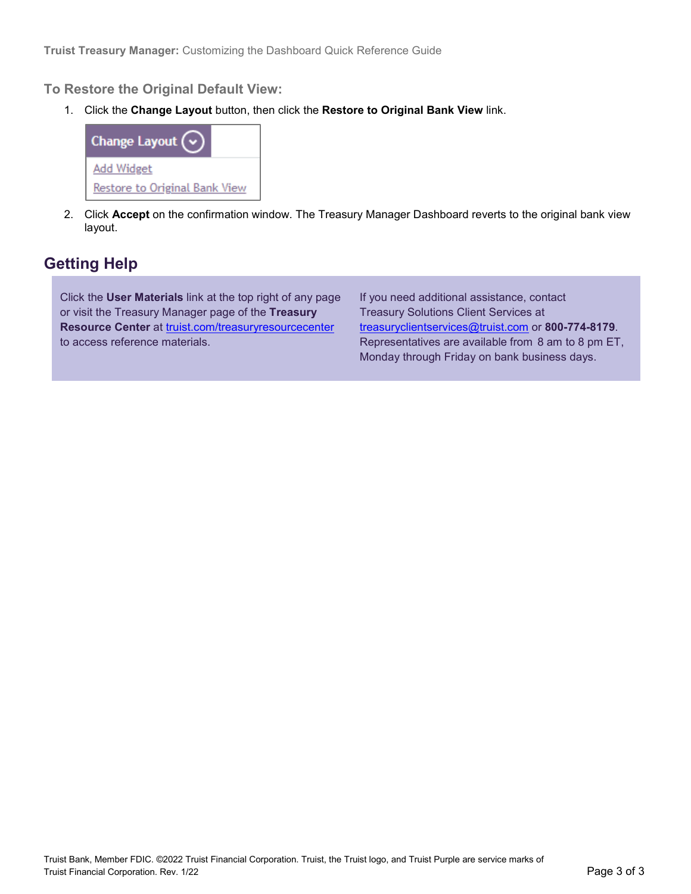### To Restore the Original Default View:

1. Click the **Change Layout** button, then click the **Restore to Original Bank View** link.

Change Layout

Add Widget

Restore to Original Bank View

2. Click **Accept** on the confirmation window. The Treasury Manager Dashboard reverts to the original bank view layout.

## Getting Help

Click the **User Materials** link at the top right of any page or visit the Treasury Manager page of the **Treasury Resource Center** at truist.com/treasuryresourcecenter to access reference materials.

If you need additional assistance, contact Treasury Solutions Client Services at treasuryclientservices@truist.com or **800-774-8179**. Representatives are available from 8 am to 8 pm ET, Monday through Friday on bank business days.

Truist Bank, Member FDIC. ©2022 Truist Financial Corporation. Truist, the Truist logo, and Truist Purple are service marks of Truist Financial Corporation. Rev. 1/22